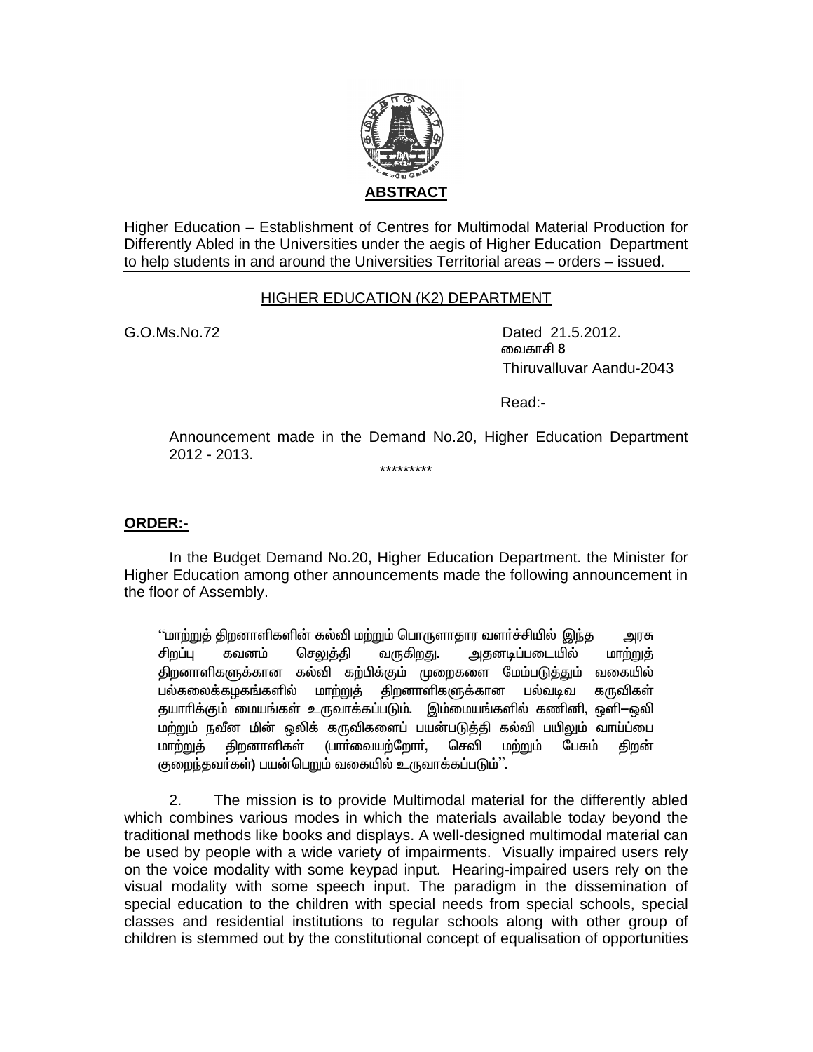**ABSTRACT**

Higher Education – Establishment of Centres for Multimodal Material Production for Differently Abled in the Universities under the aegis of Higher Education Department to help students in and around the Universities Territorial areas – orders – issued.

HIGHER EDUCATION (K2) DEPARTMENT

G.O.Ms.No.72 Dated 21.5.2012.
வைகாசி 8
Thiruvalluvar Aandu-2043

Read:-

Announcement made in the Demand No.20, Higher Education Department 2012 - 2013.

\*\*\*\*\*\*\*\*\*

**ORDER:-**

In the Budget Demand No.20, Higher Education Department. the Minister for Higher Education among other announcements made the following announcement in the floor of Assembly.

''மாற்றுத் திறனாளிகளின் கல்வி மற்றும் பொருளாதார வளர்ச்சியில் இந்த அரசு சிறப்பு கவனம் செலுத்தி வருகிறது. அதனடிப்படையில் மாற்றுத் திறனாளிகளுக்கான கல்வி கற்பிக்கும் முறைகளை மேம்படுத்தும் வகையில் பல்கலைக்கழகங்களில் மாற்றுத் திறனாளிகளுக்கான பல்வடிவ கருவிகள் தயாரிக்கும் மையங்கள் உருவாக்கப்படும். இம்மையங்களில் கணினி, ஒளி–ஒலி மற்றும் நவீன மின் ஒலிக் கருவிகளைப் பயன்படுத்தி கல்வி பயிலும் வாய்ப்பை மாற்றுத் திறனாளிகள் (பார்வையற்றோர், செவி மற்றும் பேசும் திறன் குறைந்தவர்கள்) பயன்பெறும் வகையில் உருவாக்கப்படும்''.

2. The mission is to provide Multimodal material for the differently abled which combines various modes in which the materials available today beyond the traditional methods like books and displays. A well-designed multimodal material can be used by people with a wide variety of impairments. Visually impaired users rely on the voice modality with some keypad input. Hearing-impaired users rely on the visual modality with some speech input. The paradigm in the dissemination of special education to the children with special needs from special schools, special classes and residential institutions to regular schools along with other group of children is stemmed out by the constitutional concept of equalisation of opportunities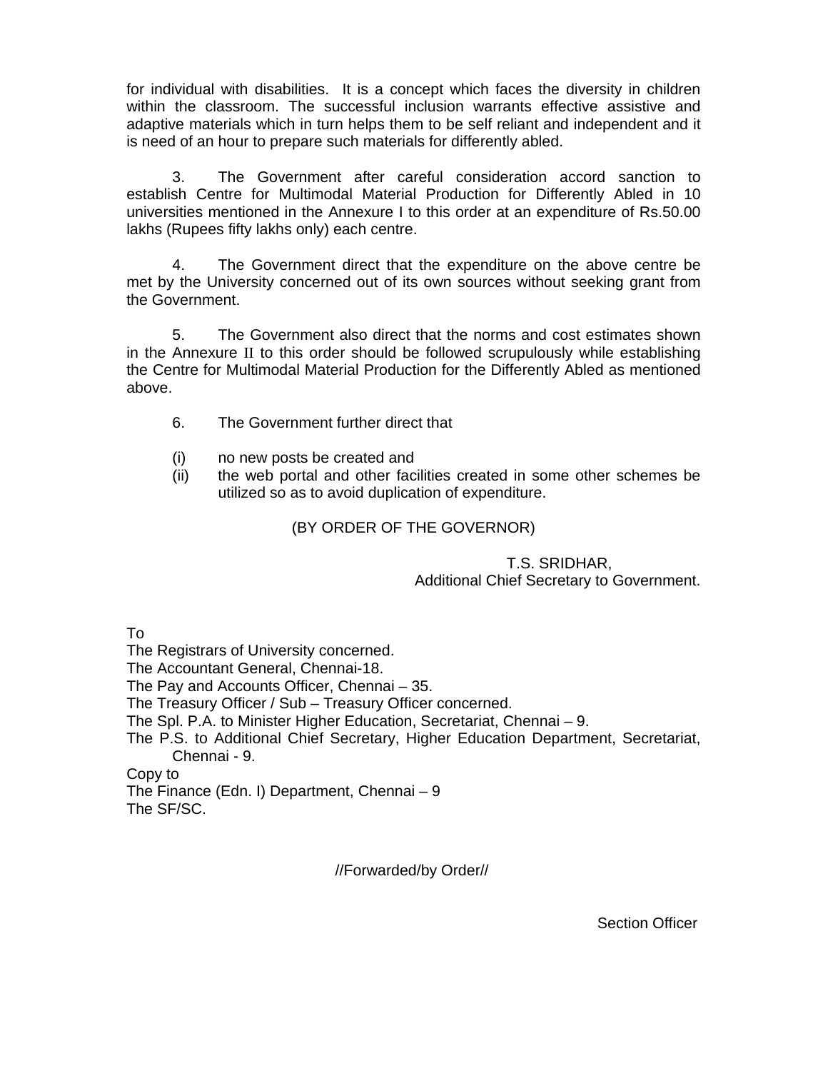for individual with disabilities. It is a concept which faces the diversity in children within the classroom. The successful inclusion warrants effective assistive and adaptive materials which in turn helps them to be self reliant and independent and it is need of an hour to prepare such materials for differently abled.

3. The Government after careful consideration accord sanction to establish Centre for Multimodal Material Production for Differently Abled in 10 universities mentioned in the Annexure I to this order at an expenditure of Rs.50.00 lakhs (Rupees fifty lakhs only) each centre.

4. The Government direct that the expenditure on the above centre be met by the University concerned out of its own sources without seeking grant from the Government.

5. The Government also direct that the norms and cost estimates shown in the Annexure II to this order should be followed scrupulously while establishing the Centre for Multimodal Material Production for the Differently Abled as mentioned above.

6. The Government further direct that

(i) no new posts be created and
(ii) the web portal and other facilities created in some other schemes be utilized so as to avoid duplication of expenditure.

(BY ORDER OF THE GOVERNOR)

T.S. SRIDHAR,
Additional Chief Secretary to Government.

To
The Registrars of University concerned.
The Accountant General, Chennai-18.
The Pay and Accounts Officer, Chennai – 35.
The Treasury Officer / Sub – Treasury Officer concerned.
The Spl. P.A. to Minister Higher Education, Secretariat, Chennai – 9.
The P.S. to Additional Chief Secretary, Higher Education Department, Secretariat, Chennai - 9.
Copy to
The Finance (Edn. I) Department, Chennai – 9
The SF/SC.

//Forwarded/by Order//

Section Officer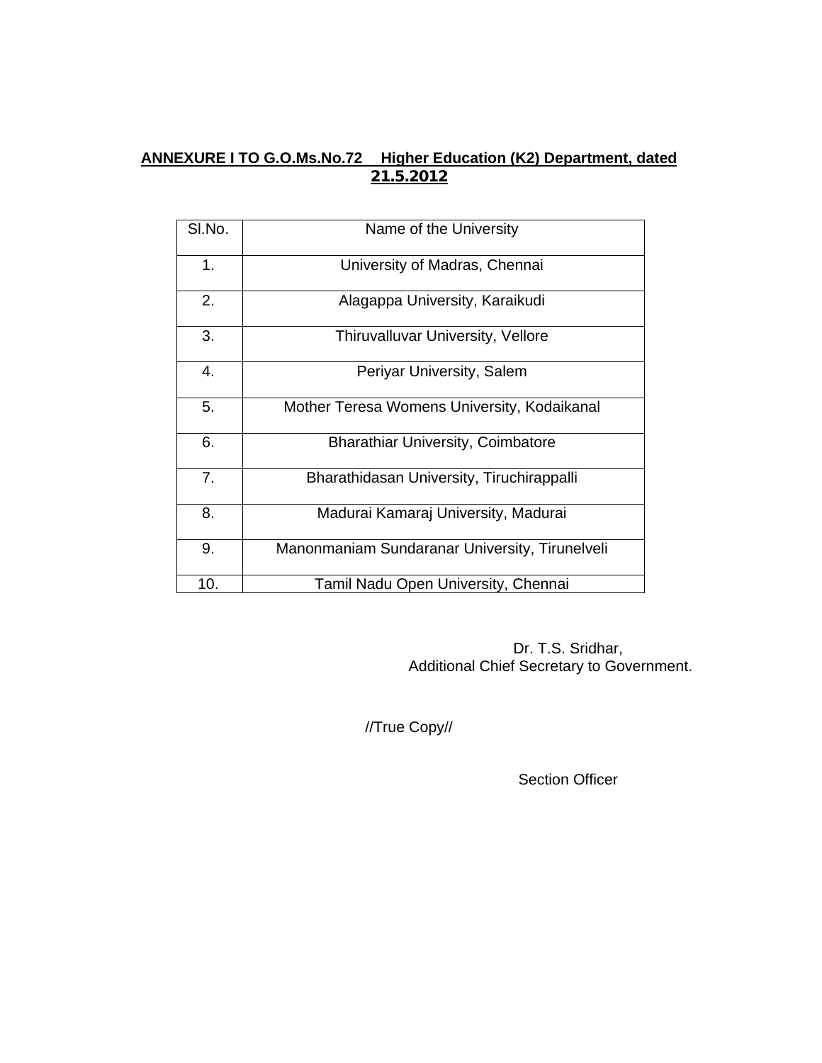**ANNEXURE I TO G.O.Ms.No.72 Higher Education (K2) Department, dated 21.5.2012**

| Sl.No. | Name of the University |
|---|---|
| 1. | University of Madras, Chennai |
| 2. | Alagappa University, Karaikudi |
| 3. | Thiruvalluvar University, Vellore |
| 4. | Periyar University, Salem |
| 5. | Mother Teresa Womens University, Kodaikanal |
| 6. | Bharathiar University, Coimbatore |
| 7. | Bharathidasan University, Tiruchirappalli |
| 8. | Madurai Kamaraj University, Madurai |
| 9. | Manonmaniam Sundaranar University, Tirunelveli |
| 10. | Tamil Nadu Open University, Chennai |

Dr. T.S. Sridhar,
Additional Chief Secretary to Government.

//True Copy//

Section Officer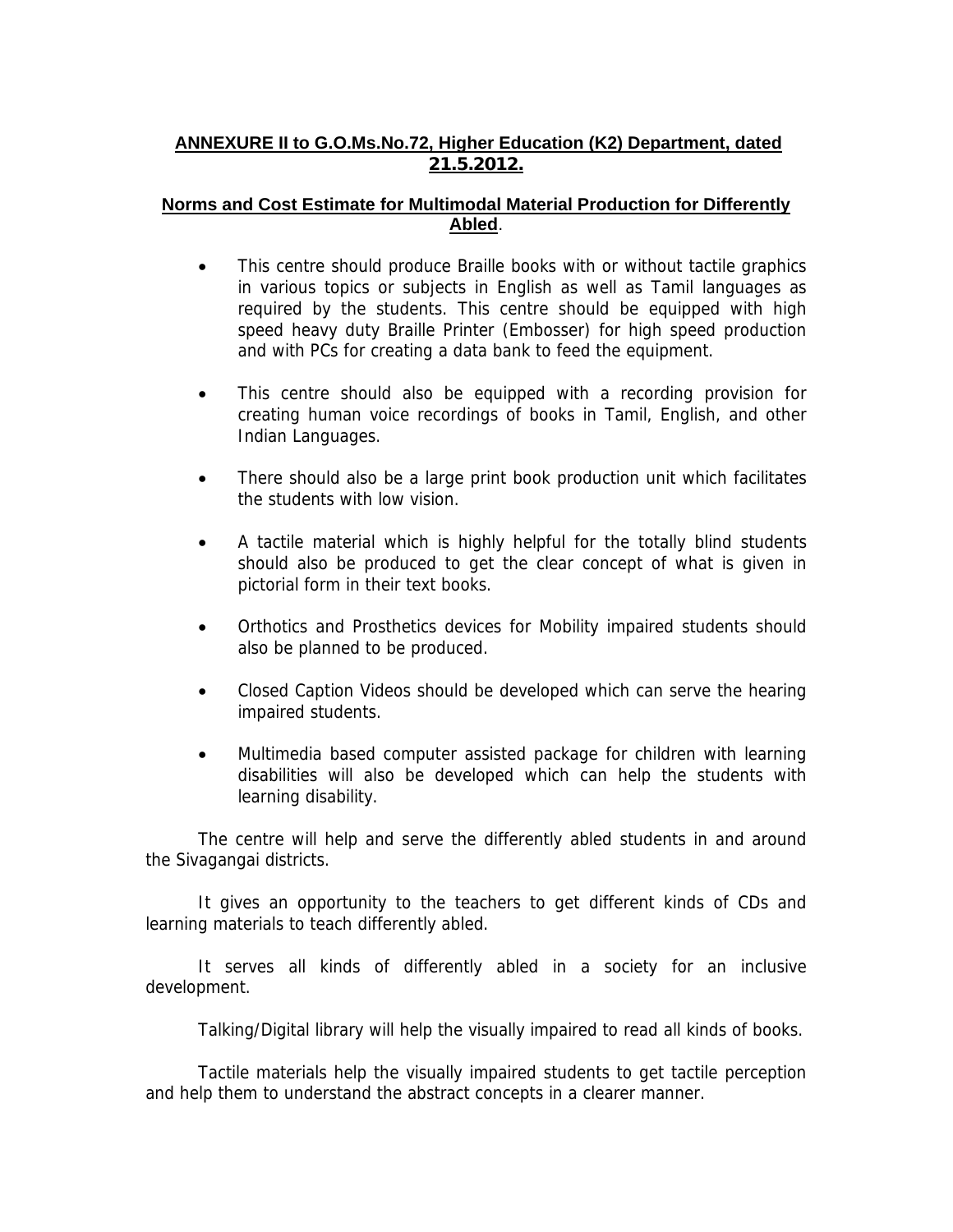**ANNEXURE II to G.O.Ms.No.72, Higher Education (K2) Department, dated 21.5.2012.**

**Norms and Cost Estimate for Multimodal Material Production for Differently Abled.**

- This centre should produce Braille books with or without tactile graphics in various topics or subjects in English as well as Tamil languages as required by the students. This centre should be equipped with high speed heavy duty Braille Printer (Embosser) for high speed production and with PCs for creating a data bank to feed the equipment.

- This centre should also be equipped with a recording provision for creating human voice recordings of books in Tamil, English, and other Indian Languages.

- There should also be a large print book production unit which facilitates the students with low vision.

- A tactile material which is highly helpful for the totally blind students should also be produced to get the clear concept of what is given in pictorial form in their text books.

- Orthotics and Prosthetics devices for Mobility impaired students should also be planned to be produced.

- Closed Caption Videos should be developed which can serve the hearing impaired students.

- Multimedia based computer assisted package for children with learning disabilities will also be developed which can help the students with learning disability.

The centre will help and serve the differently abled students in and around the Sivagangai districts.

It gives an opportunity to the teachers to get different kinds of CDs and learning materials to teach differently abled.

It serves all kinds of differently abled in a society for an inclusive development.

Talking/Digital library will help the visually impaired to read all kinds of books.

Tactile materials help the visually impaired students to get tactile perception and help them to understand the abstract concepts in a clearer manner.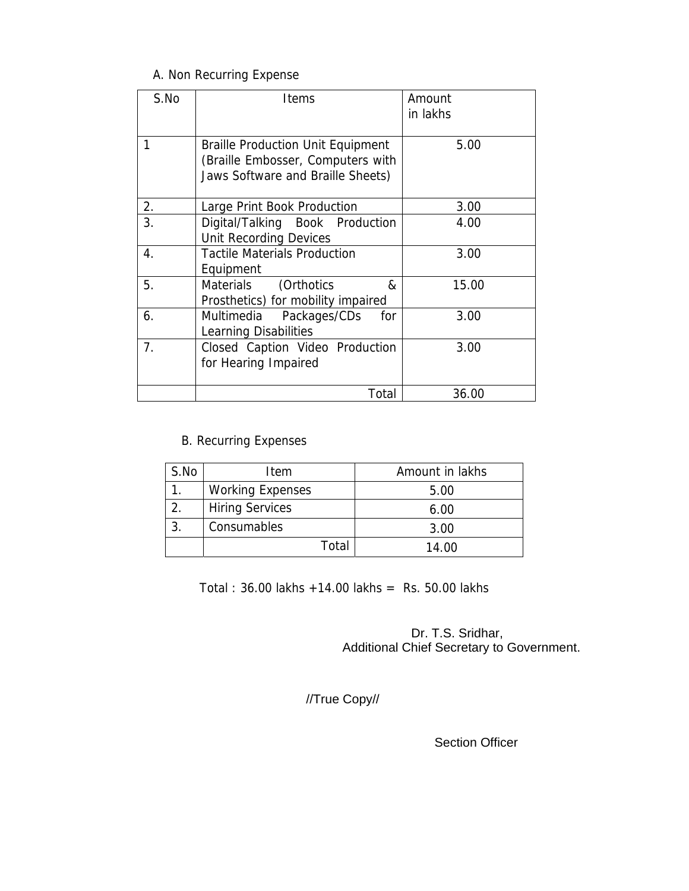A. Non Recurring Expense

| S.No | Items | Amount in lakhs |
|---|---|---|
| 1 | Braille Production Unit Equipment (Braille Embosser, Computers with Jaws Software and Braille Sheets) | 5.00 |
| 2. | Large Print Book Production | 3.00 |
| 3. | Digital/Talking Book Production Unit Recording Devices | 4.00 |
| 4. | Tactile Materials Production Equipment | 3.00 |
| 5. | Materials (Orthotics & Prosthetics) for mobility impaired | 15.00 |
| 6. | Multimedia Packages/CDs for Learning Disabilities | 3.00 |
| 7. | Closed Caption Video Production for Hearing Impaired | 3.00 |
| | Total | 36.00 |

B. Recurring Expenses

| S.No | Item | Amount in lakhs |
|---|---|---|
| 1. | Working Expenses | 5.00 |
| 2. | Hiring Services | 6.00 |
| 3. | Consumables | 3.00 |
| | Total | 14.00 |

Total : 36.00 lakhs +14.00 lakhs = Rs. 50.00 lakhs

Dr. T.S. Sridhar,
Additional Chief Secretary to Government.

//True Copy//

Section Officer